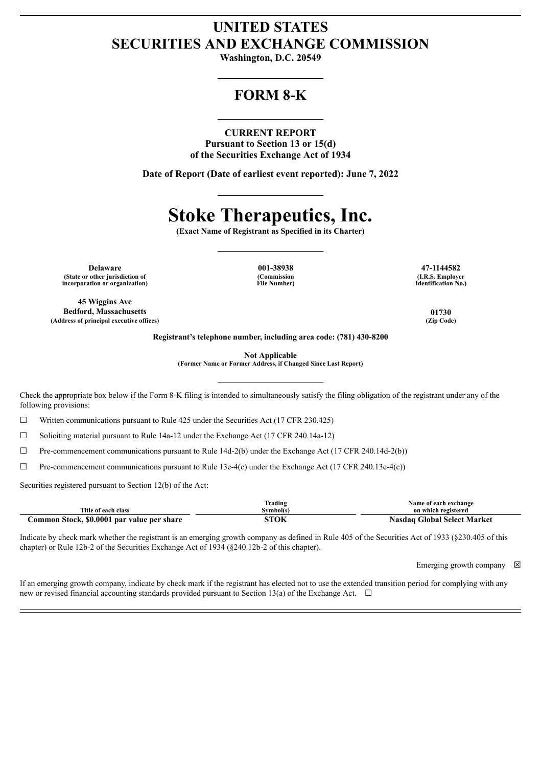# UNITED STATES
# SECURITIES AND EXCHANGE COMMISSION

**Washington, D.C. 20549**

## FORM 8-K

**CURRENT REPORT**
**Pursuant to Section 13 or 15(d)**
**of the Securities Exchange Act of 1934**

**Date of Report (Date of earliest event reported): June 7, 2022**

# Stoke Therapeutics, Inc.

**(Exact Name of Registrant as Specified in its Charter)**

| Delaware | 001-38938 | 47-1144582 |
|---|---|---|
| (State or other jurisdiction of incorporation or organization) | (Commission File Number) | (I.R.S. Employer Identification No.) |

| 45 Wiggins Ave Bedford, Massachusetts | 01730 |
|---|---|
| (Address of principal executive offices) | (Zip Code) |

**Registrant's telephone number, including area code: (781) 430-8200**

**Not Applicable**
**(Former Name or Former Address, if Changed Since Last Report)**

Check the appropriate box below if the Form 8-K filing is intended to simultaneously satisfy the filing obligation of the registrant under any of the following provisions:

☐ Written communications pursuant to Rule 425 under the Securities Act (17 CFR 230.425)

☐ Soliciting material pursuant to Rule 14a-12 under the Exchange Act (17 CFR 240.14a-12)

☐ Pre-commencement communications pursuant to Rule 14d-2(b) under the Exchange Act (17 CFR 240.14d-2(b))

☐ Pre-commencement communications pursuant to Rule 13e-4(c) under the Exchange Act (17 CFR 240.13e-4(c))

Securities registered pursuant to Section 12(b) of the Act:

| Title of each class | Trading Symbol(s) | Name of each exchange on which registered |
|---|---|---|
| **Common Stock, $0.0001 par value per share** | **STOK** | **Nasdaq Global Select Market** |

Indicate by check mark whether the registrant is an emerging growth company as defined in Rule 405 of the Securities Act of 1933 (§230.405 of this chapter) or Rule 12b-2 of the Securities Exchange Act of 1934 (§240.12b-2 of this chapter).

Emerging growth company ☒

If an emerging growth company, indicate by check mark if the registrant has elected not to use the extended transition period for complying with any new or revised financial accounting standards provided pursuant to Section 13(a) of the Exchange Act. ☐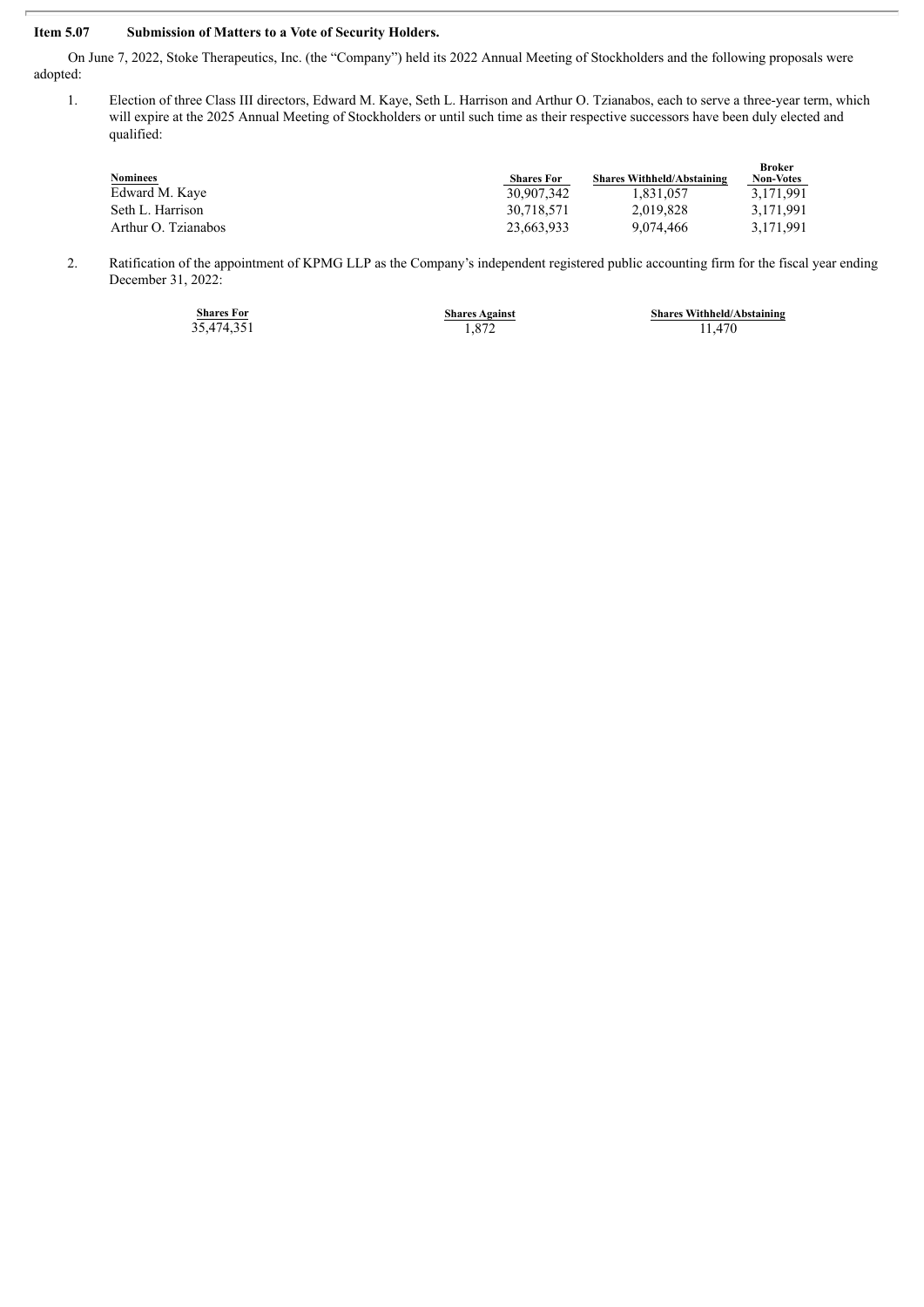**Item 5.07 Submission of Matters to a Vote of Security Holders.**

On June 7, 2022, Stoke Therapeutics, Inc. (the "Company") held its 2022 Annual Meeting of Stockholders and the following proposals were adopted:

1. Election of three Class III directors, Edward M. Kaye, Seth L. Harrison and Arthur O. Tzianabos, each to serve a three-year term, which will expire at the 2025 Annual Meeting of Stockholders or until such time as their respective successors have been duly elected and qualified:

| Nominees | Shares For | Shares Withheld/Abstaining | Broker Non-Votes |
|---|---|---|---|
| Edward M. Kaye | 30,907,342 | 1,831,057 | 3,171,991 |
| Seth L. Harrison | 30,718,571 | 2,019,828 | 3,171,991 |
| Arthur O. Tzianabos | 23,663,933 | 9,074,466 | 3,171,991 |

2. Ratification of the appointment of KPMG LLP as the Company's independent registered public accounting firm for the fiscal year ending December 31, 2022:

| Shares For | Shares Against | Shares Withheld/Abstaining |
|---|---|---|
| 35,474,351 | 1,872 | 11,470 |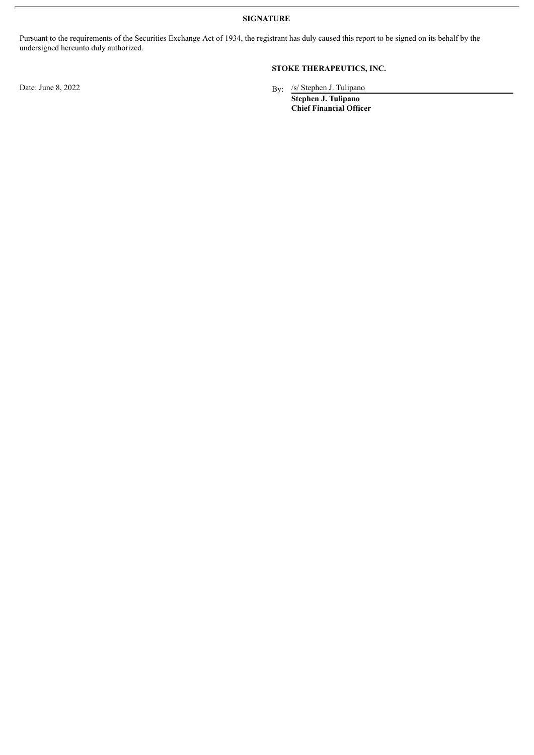**SIGNATURE**

Pursuant to the requirements of the Securities Exchange Act of 1934, the registrant has duly caused this report to be signed on its behalf by the undersigned hereunto duly authorized.

**STOKE THERAPEUTICS, INC.**

Date: June 8, 2022

By: /s/ Stephen J. Tulipano
**Stephen J. Tulipano**
**Chief Financial Officer**